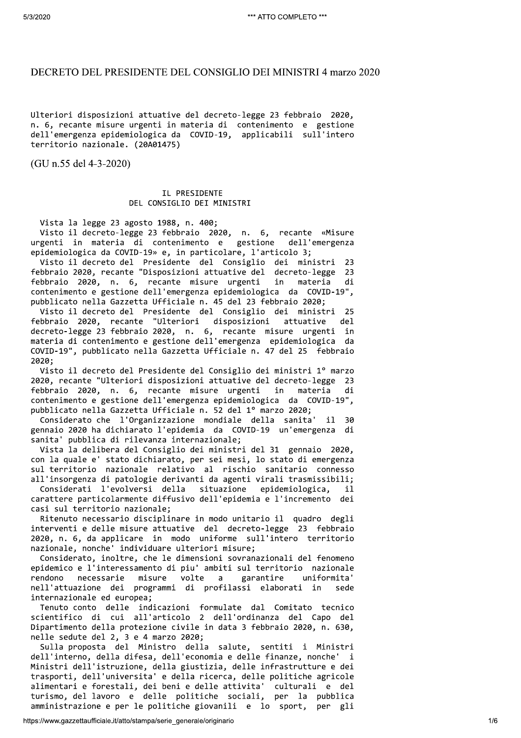# DECRETO DEL PRESIDENTE DEL CONSIGLIO DEI MINISTRI 4 marzo 2020

Ulteriori disposizioni attuative del decreto-legge 23 febbraio 2020, n. 6, recante misure urgenti in materia di contenimento e gestione dell'emergenza epidemiologica da COVID-19, applicabili sull'intero territorio nazionale. (20A01475)

(GU n.55 del 4-3-2020)

## IL PRESIDENTE DEL CONSIGLIO DEI MINISTRI

Vista la legge 23 agosto 1988, n. 400;

Visto il decreto-legge 23 febbraio 2020, n. 6, recante «Misure urgenti in materia di contenimento e gestione dell'emergenza epidemiologica da COVID-19» e, in particolare, l'articolo 3;

Visto il decreto del Presidente del Consiglio dei ministri 23 febbraio 2020, recante "Disposizioni attuative del decreto-legge 23 febbraio 2020, n. 6, recante misure urgenti in materia di contenimento e gestione dell'emergenza epidemiologica da COVID-19", pubblicato nella Gazzetta Ufficiale n. 45 del 23 febbraio 2020;

Visto il decreto del Presidente del Consiglio dei ministri 25 febbraio 2020, recante "Ulteriori disposizioni attuative del decreto-legge 23 febbraio 2020, n. 6, recante misure urgenti in materia di contenimento e gestione dell'emergenza epidemiologica da COVID-19", pubblicato nella Gazzetta Ufficiale n. 47 del 25 febbraio 2020;

Visto il decreto del Presidente del Consiglio dei ministri 1° marzo 2020, recante "Ulteriori disposizioni attuative del decreto-legge 23 febbraio 2020, n. 6, recante misure urgenti in materia di contenimento e gestione dell'emergenza epidemiologica da COVID-19", pubblicato nella Gazzetta Ufficiale n. 52 del 1° marzo 2020;

Considerato che l'Organizzazione mondiale della sanita' il 30 gennaio 2020 ha dichiarato l'epidemia da COVID-19 un'emergenza di sanita' pubblica di rilevanza internazionale;

Vista la delibera del Consiglio dei ministri del 31 gennaio 2020, con la quale e' stato dichiarato, per sei mesi, lo stato di emergenza sul territorio nazionale relativo al rischio sanitario connesso all'insorgenza di patologie derivanti da agenti virali trasmissibili;

Considerati l'evolversi della situazione epidemiologica, il carattere particolarmente diffusivo dell'epidemia e l'incremento dei casi sul territorio nazionale;

Ritenuto necessario disciplinare in modo unitario il quadro degli interventi e delle misure attuative del decreto-legge 23 febbraio 2020, n. 6, da applicare in modo uniforme sull'intero territorio nazionale, nonche' individuare ulteriori misure;

Considerato, inoltre, che le dimensioni sovranazionali del fenomeno epidemico e l'interessamento di piu' ambiti sul territorio nazionale rendono necessarie misure volte a garantire uniformita' nell'attuazione dei programmi di profilassi elaborati in sede internazionale ed europea;

Tenuto conto delle indicazioni formulate dal Comitato tecnico scientifico di cui all'articolo 2 dell'ordinanza del Capo del Dipartimento della protezione civile in data 3 febbraio 2020, n. 630, nelle sedute del 2, 3 e 4 marzo 2020;

Sulla proposta del Ministro della salute, sentiti i Ministri dell'interno, della difesa, dell'economia e delle finanze, nonche' i Ministri dell'istruzione, della giustizia, delle infrastrutture e dei trasporti, dell'universita' e della ricerca, delle politiche agricole alimentari e forestali, dei beni e delle attivita' culturali e del turismo, del lavoro e delle politiche sociali, per la pubblica amministrazione e per le politiche giovanili e lo sport, per gli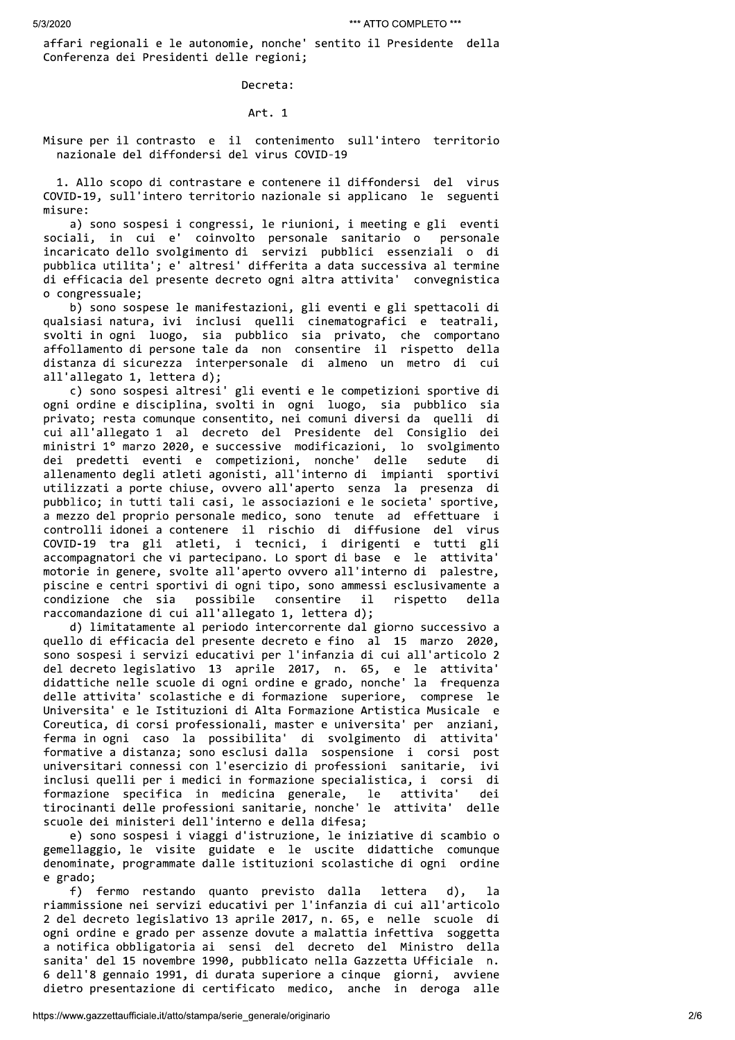affari regionali e le autonomie, nonche' sentito il Presidente della Conferenza dei Presidenti delle regioni;

Decreta:

Art. 1

Misure per il contrasto e il contenimento sull'intero territorio nazionale del diffondersi del virus COVID-19

1. Allo scopo di contrastare e contenere il diffondersi del virus COVID-19, sull'intero territorio nazionale si applicano le seguenti misure:

a) sono sospesi i congressi, le riunioni, i meeting e gli eventi sociali, in cui e' coinvolto personale sanitario o personale incaricato dello svolgimento di servizi pubblici essenziali o di pubblica utilita'; e' altresi' differita a data successiva al termine di efficacia del presente decreto ogni altra attivita' convegnistica o congressuale;

b) sono sospese le manifestazioni, gli eventi e gli spettacoli di qualsiasi natura, ivi inclusi quelli cinematografici e teatrali, svolti in ogni luogo, sia pubblico sia privato, che comportano affollamento di persone tale da non consentire il rispetto della distanza di sicurezza interpersonale di almeno un metro di cui all'allegato 1, lettera d);

c) sono sospesi altresi' gli eventi e le competizioni sportive di ogni ordine e disciplina, svolti in ogni luogo, sia pubblico sia privato; resta comunque consentito, nei comuni diversi da quelli di cui all'allegato 1 al decreto del Presidente del Consiglio dei ministri 1° marzo 2020, e successive modificazioni, lo svolgimento dei predetti eventi e competizioni, nonche' delle sedute di allenamento degli atleti agonisti, all'interno di impianti sportivi utilizzati a porte chiuse, ovvero all'aperto senza la presenza di pubblico; in tutti tali casi, le associazioni e le societa' sportive, a mezzo del proprio personale medico, sono tenute ad effettuare i controlli idonei a contenere il rischio di diffusione del virus COVID-19 tra gli atleti, i tecnici, i dirigenti e tutti gli accompagnatori che vi partecipano. Lo sport di base e le attivita' motorie in genere, svolte all'aperto ovvero all'interno di palestre, piscine e centri sportivi di ogni tipo, sono ammessi esclusivamente a condizione che sia possibile consentire il rispetto della raccomandazione di cui all'allegato 1, lettera d);

d) limitatamente al periodo intercorrente dal giorno successivo a quello di efficacia del presente decreto e fino al 15 marzo 2020, sono sospesi i servizi educativi per l'infanzia di cui all'articolo 2 del decreto legislativo 13 aprile 2017, n. 65, e le attivita' didattiche nelle scuole di ogni ordine e grado, nonche' la frequenza delle attivita' scolastiche e di formazione superiore, comprese le Universita' e le Istituzioni di Alta Formazione Artistica Musicale e Coreutica, di corsi professionali, master e universita' per anziani, ferma in ogni caso la possibilita' di svolgimento di attivita' formative a distanza; sono esclusi dalla sospensione i corsi post universitari connessi con l'esercizio di professioni sanitarie, ivi inclusi quelli per i medici in formazione specialistica, i corsi di formazione specifica in medicina generale, le attivita' dei tirocinanti delle professioni sanitarie, nonche' le attivita' delle scuole dei ministeri dell'interno e della difesa;

e) sono sospesi i viaggi d'istruzione, le iniziative di scambio o gemellaggio, le visite guidate e le uscite didattiche comunque denominate, programmate dalle istituzioni scolastiche di ogni ordine e grado;

f) fermo restando quanto previsto dalla lettera d), la riammissione nei servizi educativi per l'infanzia di cui all'articolo 2 del decreto legislativo 13 aprile 2017, n. 65, e nelle scuole di ogni ordine e grado per assenze dovute a malattia infettiva soggetta a notifica obbligatoria ai sensi del decreto del Ministro della sanita' del 15 novembre 1990, pubblicato nella Gazzetta Ufficiale n. 6 dell'8 gennaio 1991, di durata superiore a cinque giorni, avviene dietro presentazione di certificato medico, anche in deroga alle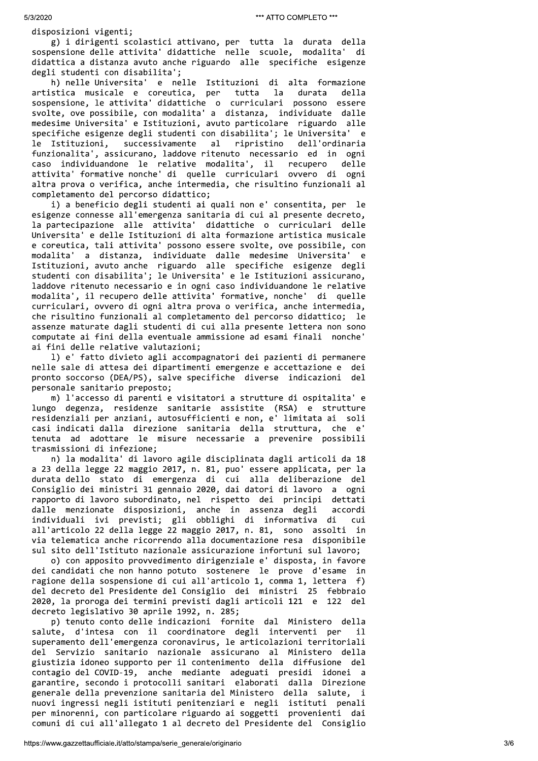disposizioni vigenti;

g) i dirigenti scolastici attivano, per tutta la durata della sospensione delle attivita' didattiche nelle scuole, modalita' di didattica a distanza avuto anche riguardo alle specifiche esigenze degli studenti con disabilita';

h) nelle Universita' e nelle Istituzioni di alta formazione artistica musicale e coreutica, per tutta la durata della sospensione, le attivita' didattiche o curriculari possono essere svolte, ove possibile, con modalita' a distanza, individuate dalle medesime Universita' e Istituzioni, avuto particolare riguardo alle specifiche esigenze degli studenti con disabilita'; le Universita' e le Istituzioni, successivamente al ripristino dell'ordinaria funzionalita', assicurano, laddove ritenuto necessario ed in ogni caso individuandone le relative modalita', il recupero delle attivita' formative nonche' di quelle curriculari ovvero di ogni altra prova o verifica, anche intermedia, che risultino funzionali al completamento del percorso didattico;

i) a beneficio degli studenti ai quali non e' consentita, per le esigenze connesse all'emergenza sanitaria di cui al presente decreto, la partecipazione alle attivita' didattiche o curriculari delle Universita' e delle Istituzioni di alta formazione artistica musicale e coreutica, tali attivita' possono essere svolte, ove possibile, con modalita' a distanza, individuate dalle medesime Universita' e Istituzioni, avuto anche riguardo alle specifiche esigenze degli studenti con disabilita'; le Universita' e le Istituzioni assicurano, laddove ritenuto necessario e in ogni caso individuandone le relative modalita', il recupero delle attivita' formative, nonche' di quelle curriculari, ovvero di ogni altra prova o verifica, anche intermedia, che risultino funzionali al completamento del percorso didattico; le assenze maturate dagli studenti di cui alla presente lettera non sono computate ai fini della eventuale ammissione ad esami finali nonche' ai fini delle relative valutazioni;

l) e' fatto divieto agli accompagnatori dei pazienti di permanere nelle sale di attesa dei dipartimenti emergenze e accettazione e dei pronto soccorso (DEA/PS), salve specifiche diverse indicazioni del personale sanitario preposto;

m) l'accesso di parenti e visitatori a strutture di ospitalita' e lungo degenza, residenze sanitarie assistite (RSA) e strutture residenziali per anziani, autosufficienti e non, e' limitata ai soli casi indicati dalla direzione sanitaria della struttura, che e' tenuta ad adottare le misure necessarie a prevenire possibili trasmissioni di infezione;

n) la modalita' di lavoro agile disciplinata dagli articoli da 18 a 23 della legge 22 maggio 2017, n. 81, puo' essere applicata, per la durata dello stato di emergenza di cui alla deliberazione del Consiglio dei ministri 31 gennaio 2020, dai datori di lavoro a ogni rapporto di lavoro subordinato, nel rispetto dei principi dettati dalle menzionate disposizioni, anche in assenza degli accordi individuali ivi previsti; gli obblighi di informativa di cui all'articolo 22 della legge 22 maggio 2017, n. 81, sono assolti in via telematica anche ricorrendo alla documentazione resa disponibile sul sito dell'Istituto nazionale assicurazione infortuni sul lavoro;

o) con apposito provvedimento dirigenziale e' disposta, in favore dei candidati che non hanno potuto sostenere le prove d'esame in ragione della sospensione di cui all'articolo 1, comma 1, lettera f) del decreto del Presidente del Consiglio dei ministri 25 febbraio 2020, la proroga dei termini previsti dagli articoli 121 e 122 del decreto legislativo 30 aprile 1992, n. 285;

p) tenuto conto delle indicazioni fornite dal Ministero della salute, d'intesa con il coordinatore degli interventi per il superamento dell'emergenza coronavirus, le articolazioni territoriali del Servizio sanitario nazionale assicurano al Ministero della giustizia idoneo supporto per il contenimento della diffusione del contagio del COVID-19, anche mediante adeguati presidi idonei a garantire, secondo i protocolli sanitari elaborati dalla Direzione generale della prevenzione sanitaria del Ministero della salute, i nuovi ingressi negli istituti penitenziari e negli istituti penali per minorenni, con particolare riguardo ai soggetti provenienti dai comuni di cui all'allegato 1 al decreto del Presidente del Consiglio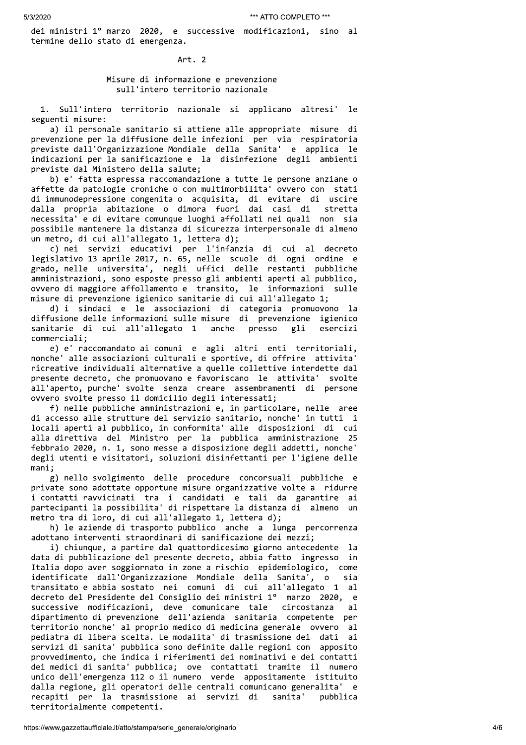dei ministri 1° marzo 2020, e successive modificazioni, sino al termine dello stato di emergenza.

## Art. 2

### Misure di informazione e prevenzione sull'intero territorio nazionale

1. Sull'intero territorio nazionale si applicano altresi' le seguenti misure:

a) il personale sanitario si attiene alle appropriate misure di prevenzione per la diffusione delle infezioni per via respiratoria previste dall'Organizzazione Mondiale della Sanita' e applica le indicazioni per la sanificazione e la disinfezione degli ambienti previste dal Ministero della salute;

b) e' fatta espressa raccomandazione a tutte le persone anziane o affette da patologie croniche o con multimorbilita' ovvero con stati di immunodepressione congenita o acquisita, di evitare di uscire dalla propria abitazione o dimora fuori dai casi di stretta necessita' e di evitare comunque luoghi affollati nei quali non sia possibile mantenere la distanza di sicurezza interpersonale di almeno un metro, di cui all'allegato 1, lettera d);

c) nei servizi educativi per l'infanzia di cui al decreto legislativo 13 aprile 2017, n. 65, nelle scuole di ogni ordine e grado, nelle universita', negli uffici delle restanti pubbliche amministrazioni, sono esposte presso gli ambienti aperti al pubblico, ovvero di maggiore affollamento e transito, le informazioni sulle misure di prevenzione igienico sanitarie di cui all'allegato 1;

d) i sindaci e le associazioni di categoria promuovono la diffusione delle informazioni sulle misure di prevenzione igienico sanitarie di cui all'allegato 1 anche presso gli esercizi commerciali;

e) e' raccomandato ai comuni e agli altri enti territoriali, nonche' alle associazioni culturali e sportive, di offrire attivita' ricreative individuali alternative a quelle collettive interdette dal presente decreto, che promuovano e favoriscano le attivita' svolte all'aperto, purche' svolte senza creare assembramenti di persone ovvero svolte presso il domicilio degli interessati;

f) nelle pubbliche amministrazioni e, in particolare, nelle aree di accesso alle strutture del servizio sanitario, nonche' in tutti i locali aperti al pubblico, in conformita' alle disposizioni di cui alla direttiva del Ministro per la pubblica amministrazione 25 febbraio 2020, n. 1, sono messe a disposizione degli addetti, nonche' degli utenti e visitatori, soluzioni disinfettanti per l'igiene delle mani;

g) nello svolgimento delle procedure concorsuali pubbliche e private sono adottate opportune misure organizzative volte a ridurre i contatti ravvicinati tra i candidati e tali da garantire ai partecipanti la possibilita' di rispettare la distanza di almeno un metro tra di loro, di cui all'allegato 1, lettera d);

h) le aziende di trasporto pubblico anche a lunga percorrenza adottano interventi straordinari di sanificazione dei mezzi;

i) chiunque, a partire dal quattordicesimo giorno antecedente la data di pubblicazione del presente decreto, abbia fatto ingresso in Italia dopo aver soggiornato in zone a rischio epidemiologico, come identificate dall'Organizzazione Mondiale della Sanita', o sia transitato e abbia sostato nei comuni di cui all'allegato 1 al decreto del Presidente del Consiglio dei ministri 1° marzo 2020, e successive modificazioni, deve comunicare tale circostanza al dipartimento di prevenzione dell'azienda sanitaria competente per territorio nonche' al proprio medico di medicina generale ovvero al pediatra di libera scelta. Le modalita' di trasmissione dei dati ai servizi di sanita' pubblica sono definite dalle regioni con apposito provvedimento, che indica i riferimenti dei nominativi e dei contatti dei medici di sanita' pubblica; ove contattati tramite il numero unico dell'emergenza 112 o il numero verde appositamente istituito dalla regione, gli operatori delle centrali comunicano generalita' e recapiti per la trasmissione ai servizi di sanita' pubblica territorialmente competenti.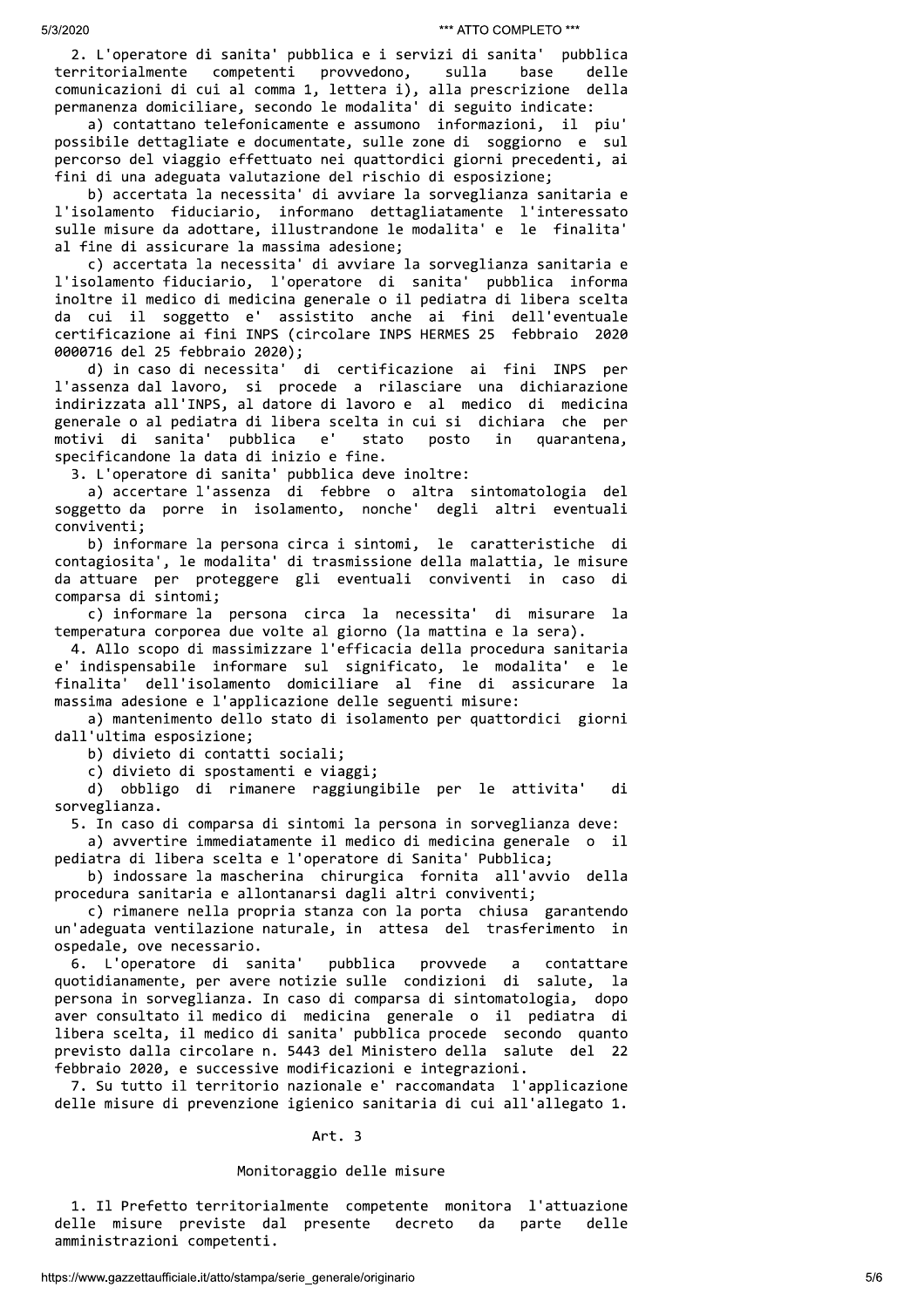2. L'operatore di sanita' pubblica e i servizi di sanita' pubblica territorialmente competenti provvedono, sulla base delle comunicazioni di cui al comma 1, lettera i), alla prescrizione della permanenza domiciliare, secondo le modalita' di seguito indicate:

a) contattano telefonicamente e assumono informazioni, il piu' possibile dettagliate e documentate, sulle zone di soggiorno e sul percorso del viaggio effettuato nei quattordici giorni precedenti, ai fini di una adeguata valutazione del rischio di esposizione;

b) accertata la necessita' di avviare la sorveglianza sanitaria e l'isolamento fiduciario, informano dettagliatamente l'interessato sulle misure da adottare, illustrandone le modalita' e le finalita' al fine di assicurare la massima adesione;

c) accertata la necessita' di avviare la sorveglianza sanitaria e l'isolamento fiduciario, l'operatore di sanita' pubblica informa inoltre il medico di medicina generale o il pediatra di libera scelta da cui il soggetto e' assistito anche ai fini dell'eventuale certificazione ai fini INPS (circolare INPS HERMES 25 febbraio 2020 0000716 del 25 febbraio 2020);

d) in caso di necessita' di certificazione ai fini INPS per l'assenza dal lavoro, si procede a rilasciare una dichiarazione indirizzata all'INPS, al datore di lavoro e al medico di medicina generale o al pediatra di libera scelta in cui si dichiara che per motivi di sanita' pubblica e' stato posto in quarantena, specificandone la data di inizio e fine.

3. L'operatore di sanita' pubblica deve inoltre:

a) accertare l'assenza di febbre o altra sintomatologia del soggetto da porre in isolamento, nonche' degli altri eventuali conviventi;

b) informare la persona circa i sintomi, le caratteristiche di contagiosita', le modalita' di trasmissione della malattia, le misure da attuare per proteggere gli eventuali conviventi in caso di comparsa di sintomi;

c) informare la persona circa la necessita' di misurare la temperatura corporea due volte al giorno (la mattina e la sera).

4. Allo scopo di massimizzare l'efficacia della procedura sanitaria e' indispensabile informare sul significato, le modalita' e le finalita' dell'isolamento domiciliare al fine di assicurare la massima adesione e l'applicazione delle seguenti misure:

a) mantenimento dello stato di isolamento per quattordici giorni dall'ultima esposizione;

b) divieto di contatti sociali;

c) divieto di spostamenti e viaggi;

d) obbligo di rimanere raggiungibile per le attivita' di sorveglianza.

5. In caso di comparsa di sintomi la persona in sorveglianza deve:

a) avvertire immediatamente il medico di medicina generale o il pediatra di libera scelta e l'operatore di Sanita' Pubblica;

b) indossare la mascherina chirurgica fornita all'avvio della procedura sanitaria e allontanarsi dagli altri conviventi;

c) rimanere nella propria stanza con la porta chiusa garantendo un'adeguata ventilazione naturale, in attesa del trasferimento in ospedale, ove necessario.

6. L'operatore di sanita' pubblica provvede a contattare quotidianamente, per avere notizie sulle condizioni di salute, la persona in sorveglianza. In caso di comparsa di sintomatologia, dopo aver consultato il medico di medicina generale o il pediatra di libera scelta, il medico di sanita' pubblica procede secondo quanto previsto dalla circolare n. 5443 del Ministero della salute del 22 febbraio 2020, e successive modificazioni e integrazioni.

7. Su tutto il territorio nazionale e' raccomandata l'applicazione delle misure di prevenzione igienico sanitaria di cui all'allegato 1.

## Art. 3

### Monitoraggio delle misure

1. Il Prefetto territorialmente competente monitora l'attuazione delle misure previste dal presente decreto da parte delle amministrazioni competenti.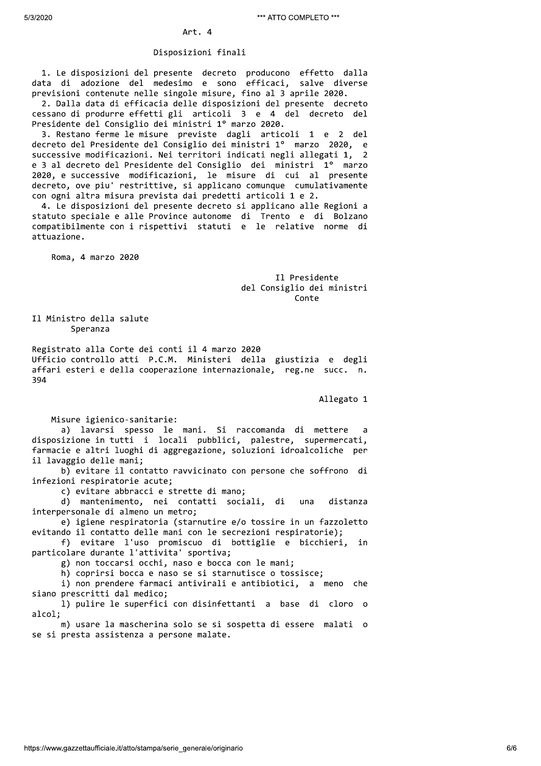## Art. 4

### Disposizioni finali

1. Le disposizioni del presente decreto producono effetto dalla data di adozione del medesimo e sono efficaci, salve diverse previsioni contenute nelle singole misure, fino al 3 aprile 2020.

2. Dalla data di efficacia delle disposizioni del presente decreto cessano di produrre effetti gli articoli 3 e 4 del decreto del Presidente del Consiglio dei ministri 1° marzo 2020.

3. Restano ferme le misure previste dagli articoli 1 e 2 del decreto del Presidente del Consiglio dei ministri 1° marzo 2020, e successive modificazioni. Nei territori indicati negli allegati 1, 2 e 3 al decreto del Presidente del Consiglio dei ministri 1° marzo 2020, e successive modificazioni, le misure di cui al presente decreto, ove piu' restrittive, si applicano comunque cumulativamente con ogni altra misura prevista dai predetti articoli 1 e 2.

4. Le disposizioni del presente decreto si applicano alle Regioni a statuto speciale e alle Province autonome di Trento e di Bolzano compatibilmente con i rispettivi statuti e le relative norme di attuazione.

Roma, 4 marzo 2020

Il Presidente
del Consiglio dei ministri
Conte

Il Ministro della salute
Speranza

Registrato alla Corte dei conti il 4 marzo 2020
Ufficio controllo atti P.C.M. Ministeri della giustizia e degli affari esteri e della cooperazione internazionale, reg.ne succ. n. 394

Allegato 1

Misure igienico-sanitarie:

a) lavarsi spesso le mani. Si raccomanda di mettere a disposizione in tutti i locali pubblici, palestre, supermercati, farmacie e altri luoghi di aggregazione, soluzioni idroalcoliche per il lavaggio delle mani;

b) evitare il contatto ravvicinato con persone che soffrono di infezioni respiratorie acute;

c) evitare abbracci e strette di mano;

d) mantenimento, nei contatti sociali, di una distanza interpersonale di almeno un metro;

e) igiene respiratoria (starnutire e/o tossire in un fazzoletto evitando il contatto delle mani con le secrezioni respiratorie);

f) evitare l'uso promiscuo di bottiglie e bicchieri, in particolare durante l'attivita' sportiva;

g) non toccarsi occhi, naso e bocca con le mani;

h) coprirsi bocca e naso se si starnutisce o tossisce;

i) non prendere farmaci antivirali e antibiotici, a meno che siano prescritti dal medico;

l) pulire le superfici con disinfettanti a base di cloro o alcol;

m) usare la mascherina solo se si sospetta di essere malati o se si presta assistenza a persone malate.